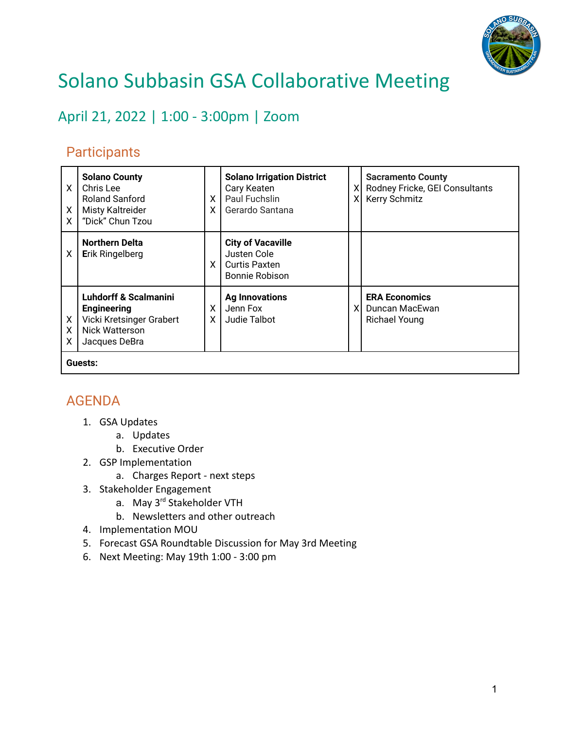# Solano Subbasin GSA Collaborative Meeting

## April 21, 2022 | 1:00 - 3:00pm | Zoom

### Participants

| | | | | | |
|---|---|---|---|---|---|
| <br>X<br><br>X<br>X | **Solano County**<br>Chris Lee<br>Roland Sanford<br>Misty Kaltreider<br>"Dick" Chun Tzou | <br><br>X<br>X | **Solano Irrigation District**<br>Cary Keaten<br>Paul Fuchslin<br>Gerardo Santana | <br>X<br>X | **Sacramento County**<br>Rodney Fricke, GEI Consultants<br>Kerry Schmitz |
| <br>X | **Northern Delta**<br>Erik Ringelberg | <br><br>X | **City of Vacaville**<br>Justen Cole<br>Curtis Paxten<br>Bonnie Robison | | |
| <br><br>X<br>X<br>X | **Luhdorff & Scalmanini Engineering**<br>Vicki Kretsinger Grabert<br>Nick Watterson<br>Jacques DeBra | <br>X<br>X | **Ag Innovations**<br>Jenn Fox<br>Judie Talbot | <br>X | **ERA Economics**<br>Duncan MacEwan<br>Richael Young |
| **Guests:** | | | | | |

### AGENDA

1. GSA Updates
   a. Updates
   b. Executive Order
2. GSP Implementation
   a. Charges Report - next steps
3. Stakeholder Engagement
   a. May 3rd Stakeholder VTH
   b. Newsletters and other outreach
4. Implementation MOU
5. Forecast GSA Roundtable Discussion for May 3rd Meeting
6. Next Meeting: May 19th 1:00 - 3:00 pm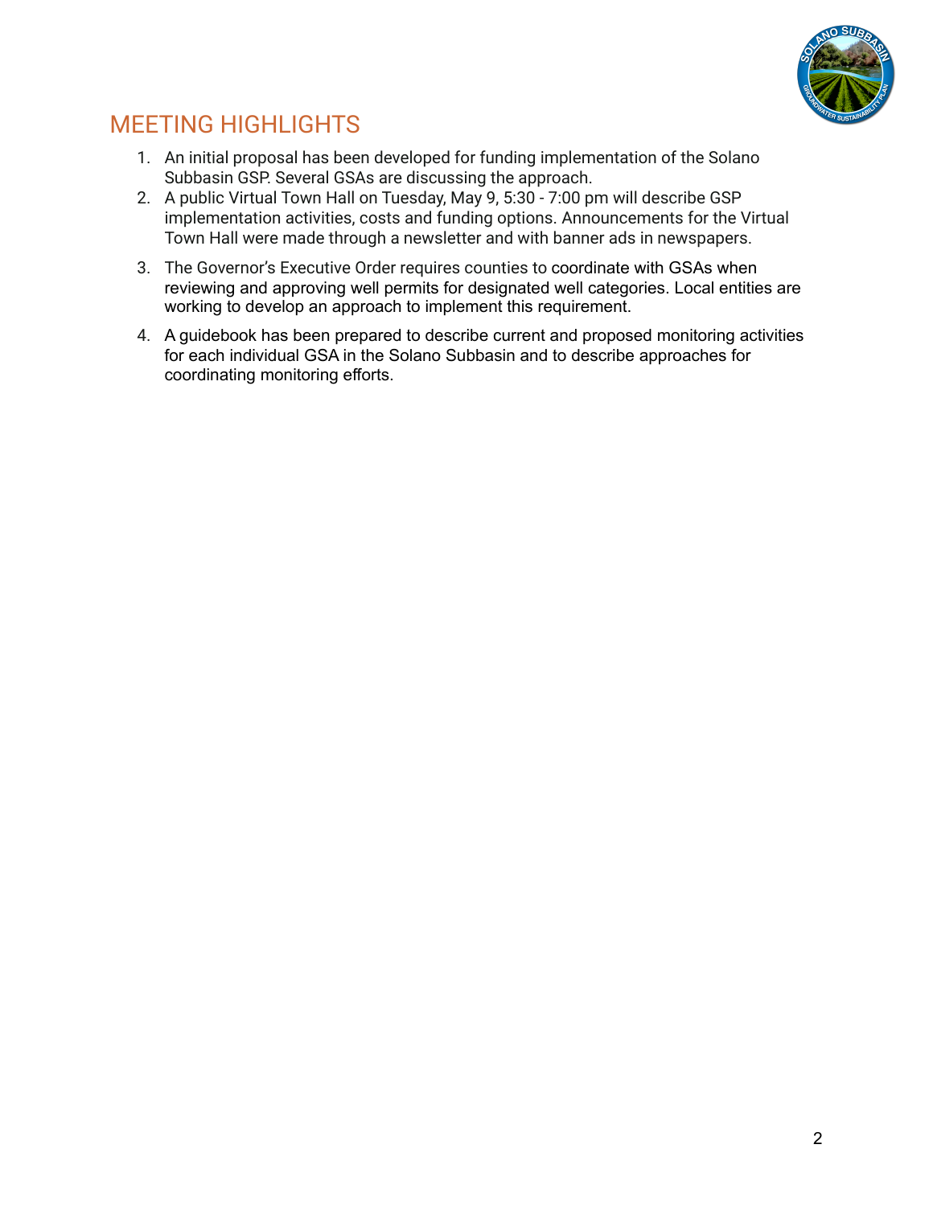## MEETING HIGHLIGHTS

1. An initial proposal has been developed for funding implementation of the Solano Subbasin GSP. Several GSAs are discussing the approach.
2. A public Virtual Town Hall on Tuesday, May 9, 5:30 - 7:00 pm will describe GSP implementation activities, costs and funding options. Announcements for the Virtual Town Hall were made through a newsletter and with banner ads in newspapers.
3. The Governor's Executive Order requires counties to coordinate with GSAs when reviewing and approving well permits for designated well categories. Local entities are working to develop an approach to implement this requirement.
4. A guidebook has been prepared to describe current and proposed monitoring activities for each individual GSA in the Solano Subbasin and to describe approaches for coordinating monitoring efforts.